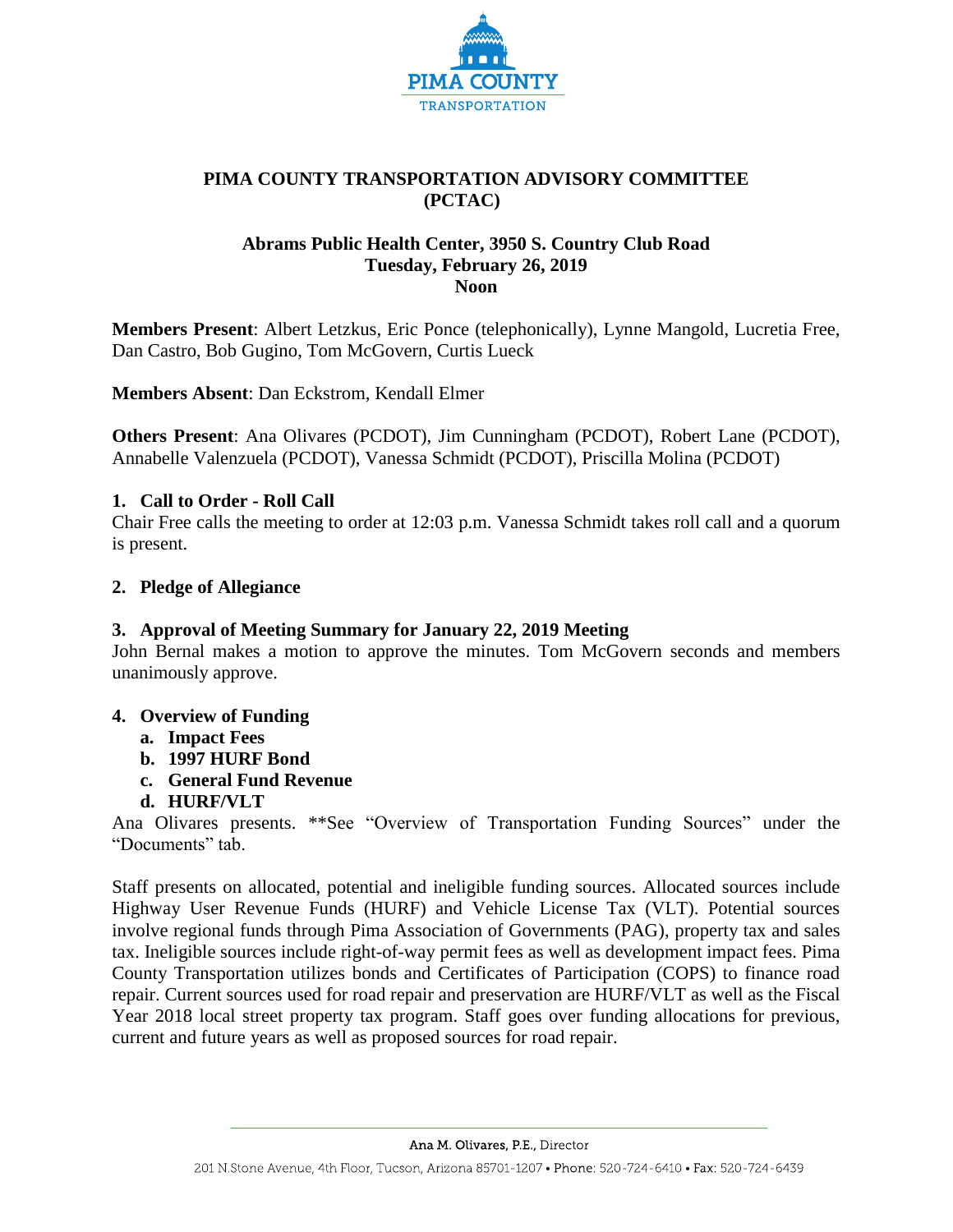# PIMA COUNTY TRANSPORTATION ADVISORY COMMITTEE (PCTAC)

## Abrams Public Health Center, 3950 S. Country Club Road
## Tuesday, February 26, 2019
## Noon

**Members Present**: Albert Letzkus, Eric Ponce (telephonically), Lynne Mangold, Lucretia Free, Dan Castro, Bob Gugino, Tom McGovern, Curtis Lueck

**Members Absent**: Dan Eckstrom, Kendall Elmer

**Others Present**: Ana Olivares (PCDOT), Jim Cunningham (PCDOT), Robert Lane (PCDOT), Annabelle Valenzuela (PCDOT), Vanessa Schmidt (PCDOT), Priscilla Molina (PCDOT)

### 1. Call to Order - Roll Call

Chair Free calls the meeting to order at 12:03 p.m. Vanessa Schmidt takes roll call and a quorum is present.

### 2. Pledge of Allegiance

### 3. Approval of Meeting Summary for January 22, 2019 Meeting

John Bernal makes a motion to approve the minutes. Tom McGovern seconds and members unanimously approve.

### 4. Overview of Funding

**a. Impact Fees**

**b. 1997 HURF Bond**

**c. General Fund Revenue**

**d. HURF/VLT**

Ana Olivares presents. **See "Overview of Transportation Funding Sources" under the "Documents" tab.

Staff presents on allocated, potential and ineligible funding sources. Allocated sources include Highway User Revenue Funds (HURF) and Vehicle License Tax (VLT). Potential sources involve regional funds through Pima Association of Governments (PAG), property tax and sales tax. Ineligible sources include right-of-way permit fees as well as development impact fees. Pima County Transportation utilizes bonds and Certificates of Participation (COPS) to finance road repair. Current sources used for road repair and preservation are HURF/VLT as well as the Fiscal Year 2018 local street property tax program. Staff goes over funding allocations for previous, current and future years as well as proposed sources for road repair.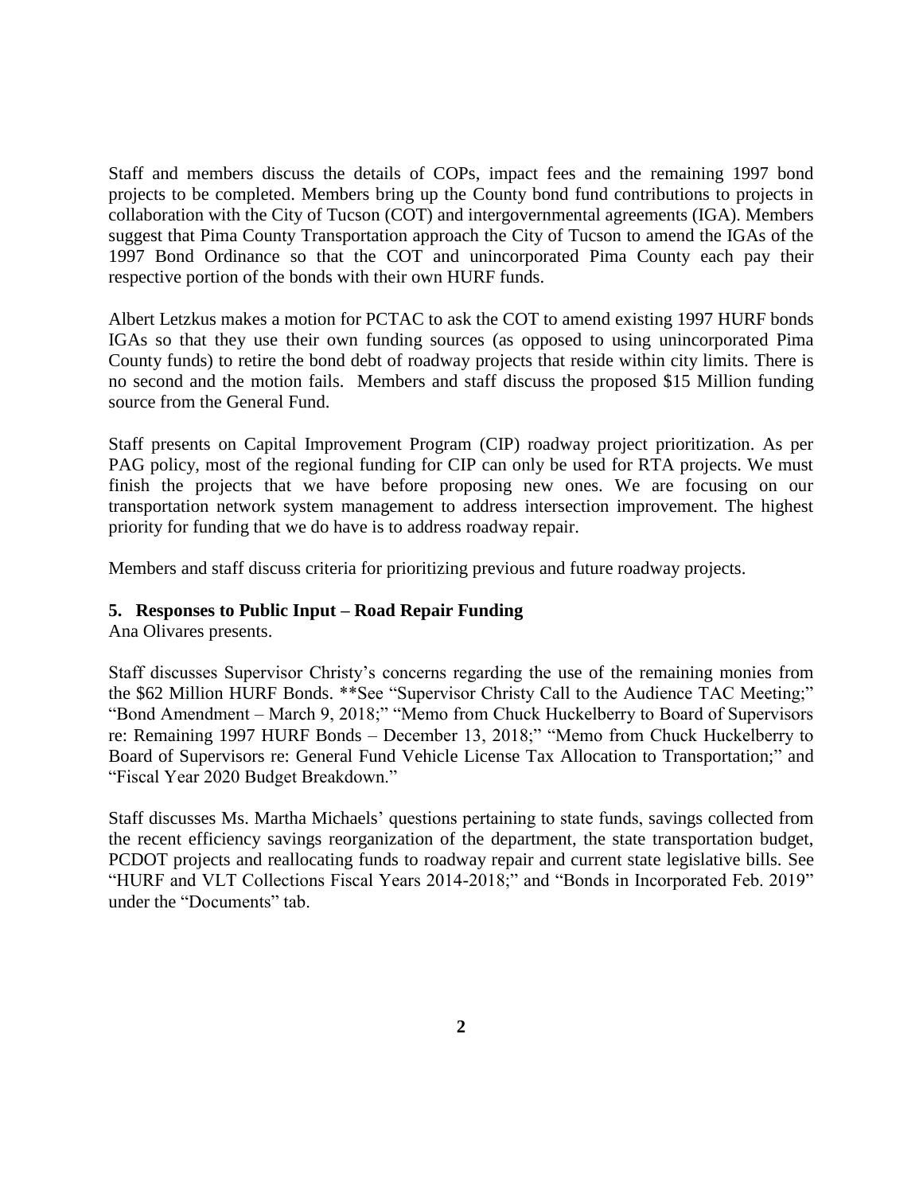Staff and members discuss the details of COPs, impact fees and the remaining 1997 bond projects to be completed. Members bring up the County bond fund contributions to projects in collaboration with the City of Tucson (COT) and intergovernmental agreements (IGA). Members suggest that Pima County Transportation approach the City of Tucson to amend the IGAs of the 1997 Bond Ordinance so that the COT and unincorporated Pima County each pay their respective portion of the bonds with their own HURF funds.

Albert Letzkus makes a motion for PCTAC to ask the COT to amend existing 1997 HURF bonds IGAs so that they use their own funding sources (as opposed to using unincorporated Pima County funds) to retire the bond debt of roadway projects that reside within city limits. There is no second and the motion fails. Members and staff discuss the proposed $15 Million funding source from the General Fund.

Staff presents on Capital Improvement Program (CIP) roadway project prioritization. As per PAG policy, most of the regional funding for CIP can only be used for RTA projects. We must finish the projects that we have before proposing new ones. We are focusing on our transportation network system management to address intersection improvement. The highest priority for funding that we do have is to address roadway repair.

Members and staff discuss criteria for prioritizing previous and future roadway projects.

**5. Responses to Public Input – Road Repair Funding**

Ana Olivares presents.

Staff discusses Supervisor Christy's concerns regarding the use of the remaining monies from the $62 Million HURF Bonds. **See "Supervisor Christy Call to the Audience TAC Meeting;" "Bond Amendment – March 9, 2018;" "Memo from Chuck Huckelberry to Board of Supervisors re: Remaining 1997 HURF Bonds – December 13, 2018;" "Memo from Chuck Huckelberry to Board of Supervisors re: General Fund Vehicle License Tax Allocation to Transportation;" and "Fiscal Year 2020 Budget Breakdown."

Staff discusses Ms. Martha Michaels' questions pertaining to state funds, savings collected from the recent efficiency savings reorganization of the department, the state transportation budget, PCDOT projects and reallocating funds to roadway repair and current state legislative bills. See "HURF and VLT Collections Fiscal Years 2014-2018;" and "Bonds in Incorporated Feb. 2019" under the "Documents" tab.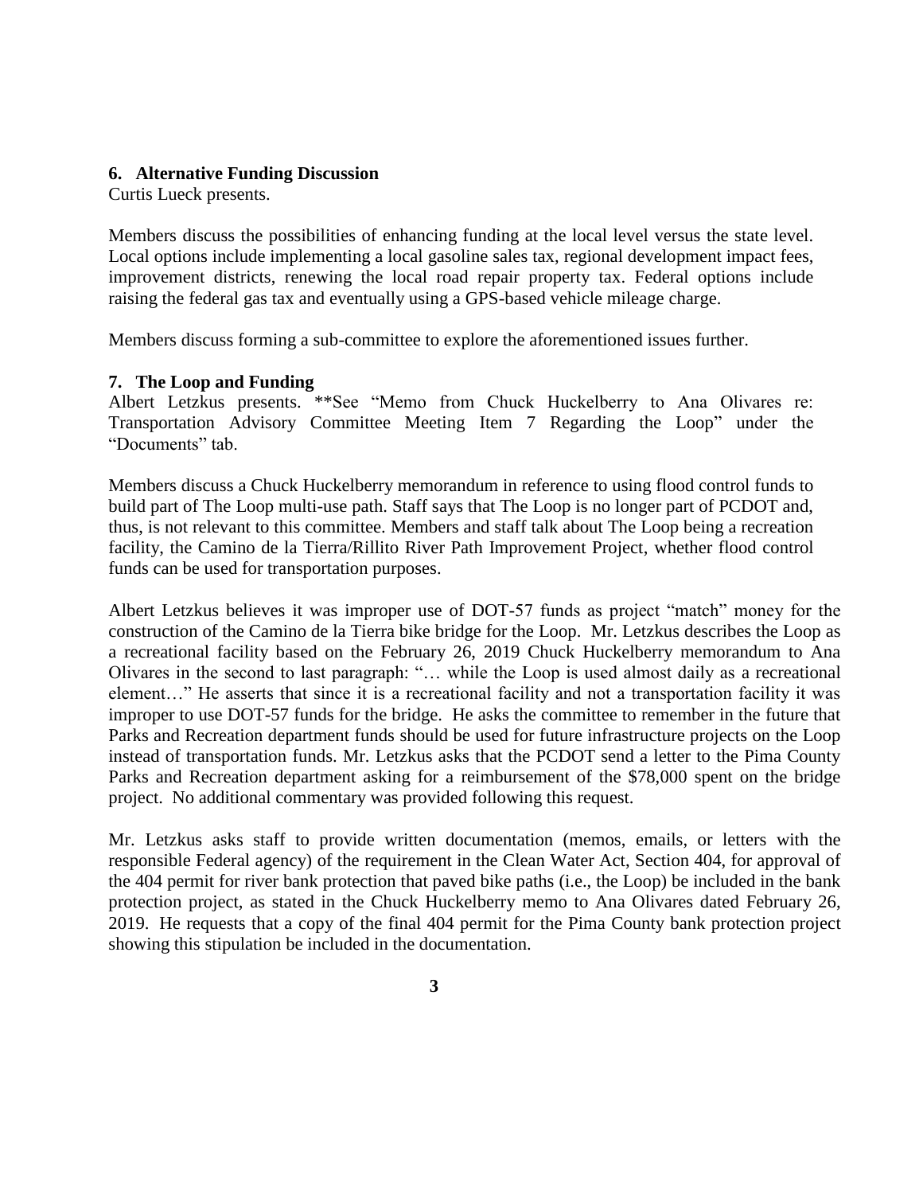**6. Alternative Funding Discussion**

Curtis Lueck presents.

Members discuss the possibilities of enhancing funding at the local level versus the state level. Local options include implementing a local gasoline sales tax, regional development impact fees, improvement districts, renewing the local road repair property tax. Federal options include raising the federal gas tax and eventually using a GPS-based vehicle mileage charge.

Members discuss forming a sub-committee to explore the aforementioned issues further.

**7. The Loop and Funding**

Albert Letzkus presents. **See "Memo from Chuck Huckelberry to Ana Olivares re: Transportation Advisory Committee Meeting Item 7 Regarding the Loop" under the "Documents" tab.

Members discuss a Chuck Huckelberry memorandum in reference to using flood control funds to build part of The Loop multi-use path. Staff says that The Loop is no longer part of PCDOT and, thus, is not relevant to this committee. Members and staff talk about The Loop being a recreation facility, the Camino de la Tierra/Rillito River Path Improvement Project, whether flood control funds can be used for transportation purposes.

Albert Letzkus believes it was improper use of DOT-57 funds as project "match" money for the construction of the Camino de la Tierra bike bridge for the Loop. Mr. Letzkus describes the Loop as a recreational facility based on the February 26, 2019 Chuck Huckelberry memorandum to Ana Olivares in the second to last paragraph: "… while the Loop is used almost daily as a recreational element…" He asserts that since it is a recreational facility and not a transportation facility it was improper to use DOT-57 funds for the bridge. He asks the committee to remember in the future that Parks and Recreation department funds should be used for future infrastructure projects on the Loop instead of transportation funds. Mr. Letzkus asks that the PCDOT send a letter to the Pima County Parks and Recreation department asking for a reimbursement of the $78,000 spent on the bridge project. No additional commentary was provided following this request.

Mr. Letzkus asks staff to provide written documentation (memos, emails, or letters with the responsible Federal agency) of the requirement in the Clean Water Act, Section 404, for approval of the 404 permit for river bank protection that paved bike paths (i.e., the Loop) be included in the bank protection project, as stated in the Chuck Huckelberry memo to Ana Olivares dated February 26, 2019. He requests that a copy of the final 404 permit for the Pima County bank protection project showing this stipulation be included in the documentation.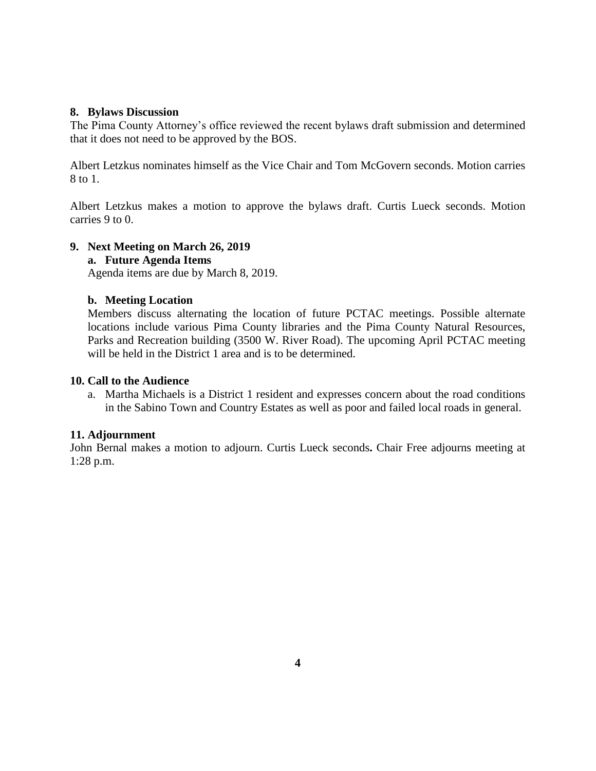## 8. Bylaws Discussion

The Pima County Attorney's office reviewed the recent bylaws draft submission and determined that it does not need to be approved by the BOS.

Albert Letzkus nominates himself as the Vice Chair and Tom McGovern seconds. Motion carries 8 to 1.

Albert Letzkus makes a motion to approve the bylaws draft. Curtis Lueck seconds. Motion carries 9 to 0.

## 9. Next Meeting on March 26, 2019

### a. Future Agenda Items

Agenda items are due by March 8, 2019.

### b. Meeting Location

Members discuss alternating the location of future PCTAC meetings. Possible alternate locations include various Pima County libraries and the Pima County Natural Resources, Parks and Recreation building (3500 W. River Road). The upcoming April PCTAC meeting will be held in the District 1 area and is to be determined.

## 10. Call to the Audience

a. Martha Michaels is a District 1 resident and expresses concern about the road conditions in the Sabino Town and Country Estates as well as poor and failed local roads in general.

## 11. Adjournment

John Bernal makes a motion to adjourn. Curtis Lueck seconds**.** Chair Free adjourns meeting at 1:28 p.m.